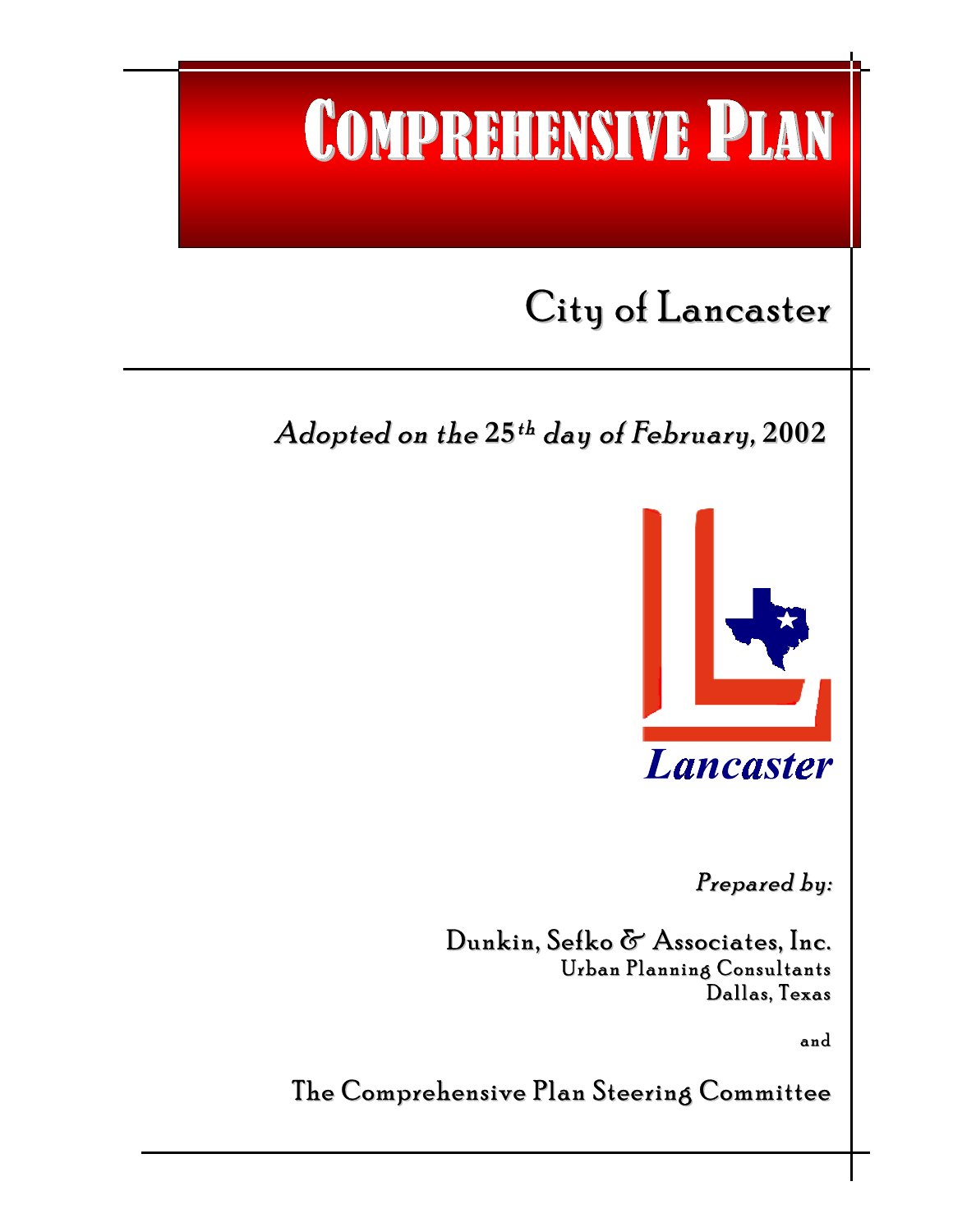# Comprehensive Plan

## City of Lancaster

*Adopted on the 25th day of February, 2002*

Lancaster

*Prepared by:*

Dunkin, Sefko & Associates, Inc.
Urban Planning Consultants
Dallas, Texas

and

The Comprehensive Plan Steering Committee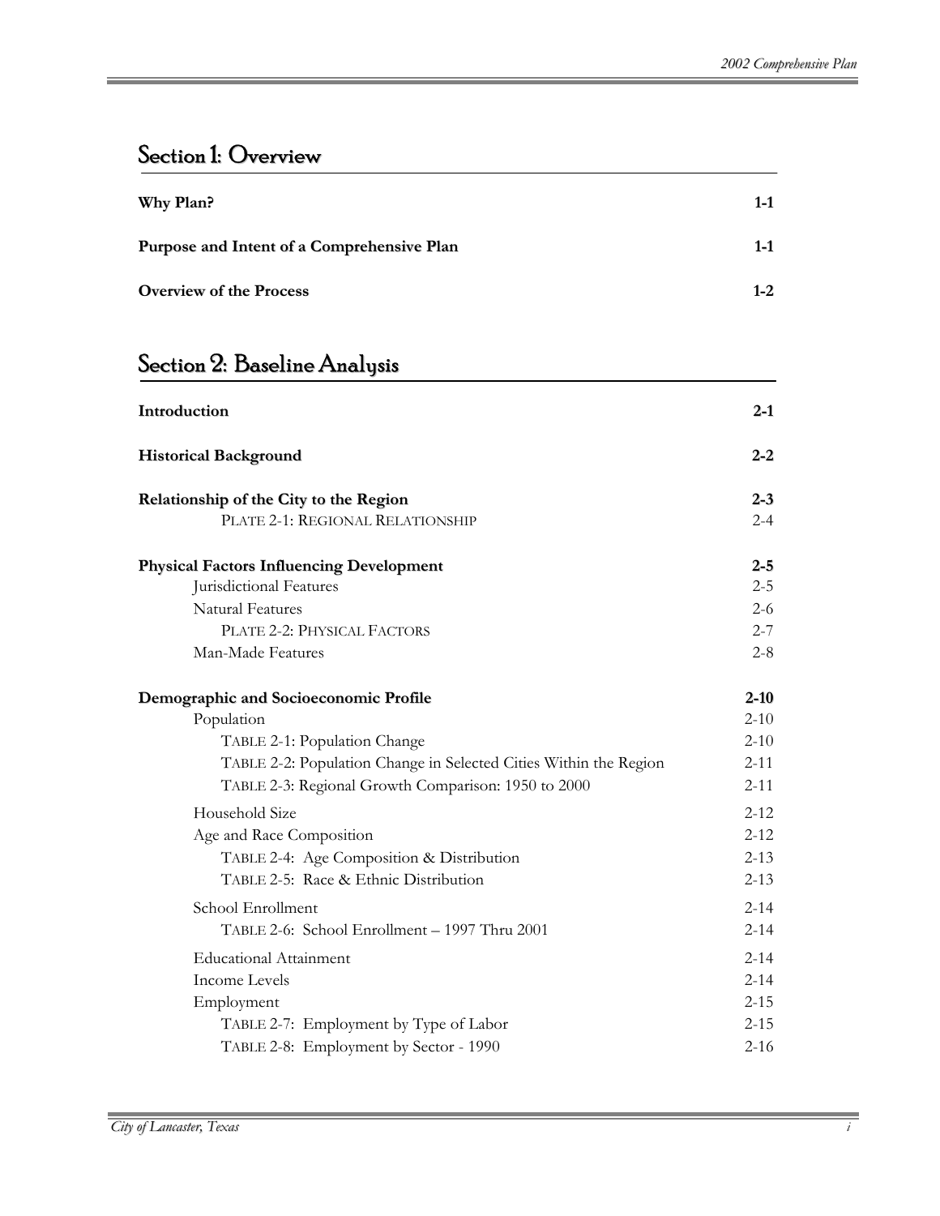## Section 1: Overview

| | |
|---|---|
| **Why Plan?** | **1-1** |
| **Purpose and Intent of a Comprehensive Plan** | **1-1** |
| **Overview of the Process** | **1-2** |

## Section 2: Baseline Analysis

| | |
|---|---|
| **Introduction** | **2-1** |
| **Historical Background** | **2-2** |
| **Relationship of the City to the Region** | **2-3** |
| PLATE 2-1: REGIONAL RELATIONSHIP | 2-4 |
| **Physical Factors Influencing Development** | **2-5** |
| Jurisdictional Features | 2-5 |
| Natural Features | 2-6 |
| PLATE 2-2: PHYSICAL FACTORS | 2-7 |
| Man-Made Features | 2-8 |
| **Demographic and Socioeconomic Profile** | **2-10** |
| Population | 2-10 |
| TABLE 2-1: Population Change | 2-10 |
| TABLE 2-2: Population Change in Selected Cities Within the Region | 2-11 |
| TABLE 2-3: Regional Growth Comparison: 1950 to 2000 | 2-11 |
| Household Size | 2-12 |
| Age and Race Composition | 2-12 |
| TABLE 2-4: Age Composition & Distribution | 2-13 |
| TABLE 2-5: Race & Ethnic Distribution | 2-13 |
| School Enrollment | 2-14 |
| TABLE 2-6: School Enrollment – 1997 Thru 2001 | 2-14 |
| Educational Attainment | 2-14 |
| Income Levels | 2-14 |
| Employment | 2-15 |
| TABLE 2-7: Employment by Type of Labor | 2-15 |
| TABLE 2-8: Employment by Sector - 1990 | 2-16 |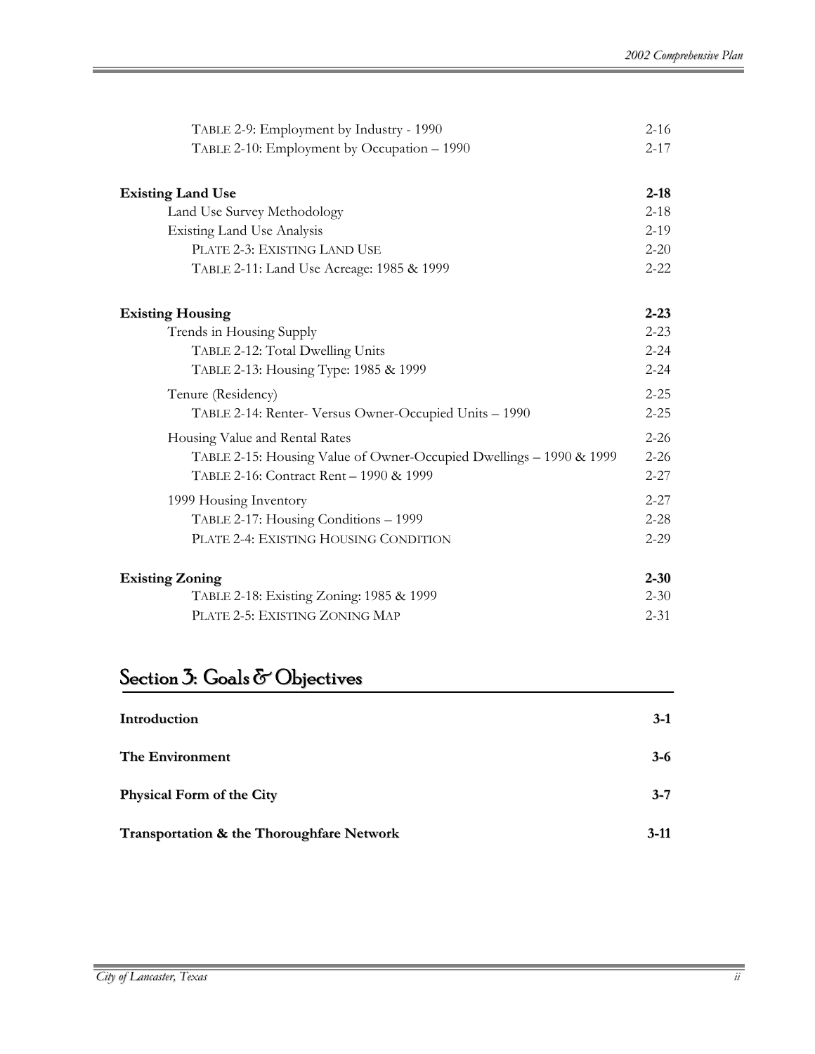TABLE 2-9: Employment by Industry - 1990 2-16
TABLE 2-10: Employment by Occupation – 1990 2-17

**Existing Land Use** **2-18**

Land Use Survey Methodology 2-18

Existing Land Use Analysis 2-19

PLATE 2-3: EXISTING LAND USE 2-20

TABLE 2-11: Land Use Acreage: 1985 & 1999 2-22

**Existing Housing** **2-23**

Trends in Housing Supply 2-23

TABLE 2-12: Total Dwelling Units 2-24

TABLE 2-13: Housing Type: 1985 & 1999 2-24

Tenure (Residency) 2-25

TABLE 2-14: Renter- Versus Owner-Occupied Units – 1990 2-25

Housing Value and Rental Rates 2-26

TABLE 2-15: Housing Value of Owner-Occupied Dwellings – 1990 & 1999 2-26

TABLE 2-16: Contract Rent – 1990 & 1999 2-27

1999 Housing Inventory 2-27

TABLE 2-17: Housing Conditions – 1999 2-28

PLATE 2-4: EXISTING HOUSING CONDITION 2-29

**Existing Zoning** **2-30**

TABLE 2-18: Existing Zoning: 1985 & 1999 2-30

PLATE 2-5: EXISTING ZONING MAP 2-31

## Section 3: Goals & Objectives

**Introduction** **3-1**

**The Environment** **3-6**

**Physical Form of the City** **3-7**

**Transportation & the Thoroughfare Network** **3-11**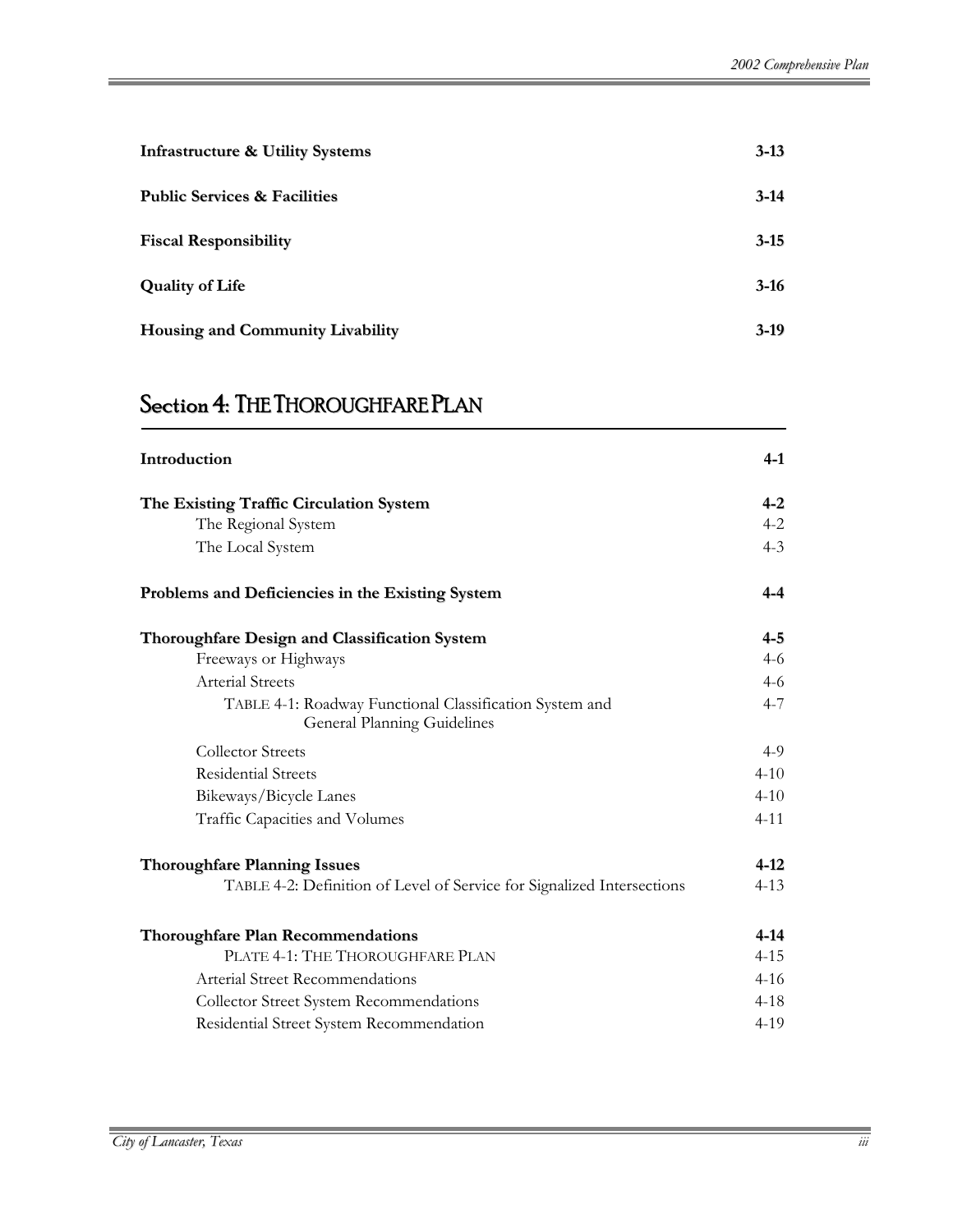| | |
|---|---|
| **Infrastructure & Utility Systems** | **3-13** |
| **Public Services & Facilities** | **3-14** |
| **Fiscal Responsibility** | **3-15** |
| **Quality of Life** | **3-16** |
| **Housing and Community Livability** | **3-19** |

## Section 4: THE THOROUGHFARE PLAN

| | |
|---|---|
| **Introduction** | **4-1** |
| **The Existing Traffic Circulation System** | **4-2** |
| The Regional System | 4-2 |
| The Local System | 4-3 |
| **Problems and Deficiencies in the Existing System** | **4-4** |
| **Thoroughfare Design and Classification System** | **4-5** |
| Freeways or Highways | 4-6 |
| Arterial Streets | 4-6 |
| TABLE 4-1: Roadway Functional Classification System and General Planning Guidelines | 4-7 |
| Collector Streets | 4-9 |
| Residential Streets | 4-10 |
| Bikeways/Bicycle Lanes | 4-10 |
| Traffic Capacities and Volumes | 4-11 |
| **Thoroughfare Planning Issues** | **4-12** |
| TABLE 4-2: Definition of Level of Service for Signalized Intersections | 4-13 |
| **Thoroughfare Plan Recommendations** | **4-14** |
| PLATE 4-1: THE THOROUGHFARE PLAN | 4-15 |
| Arterial Street Recommendations | 4-16 |
| Collector Street System Recommendations | 4-18 |
| Residential Street System Recommendation | 4-19 |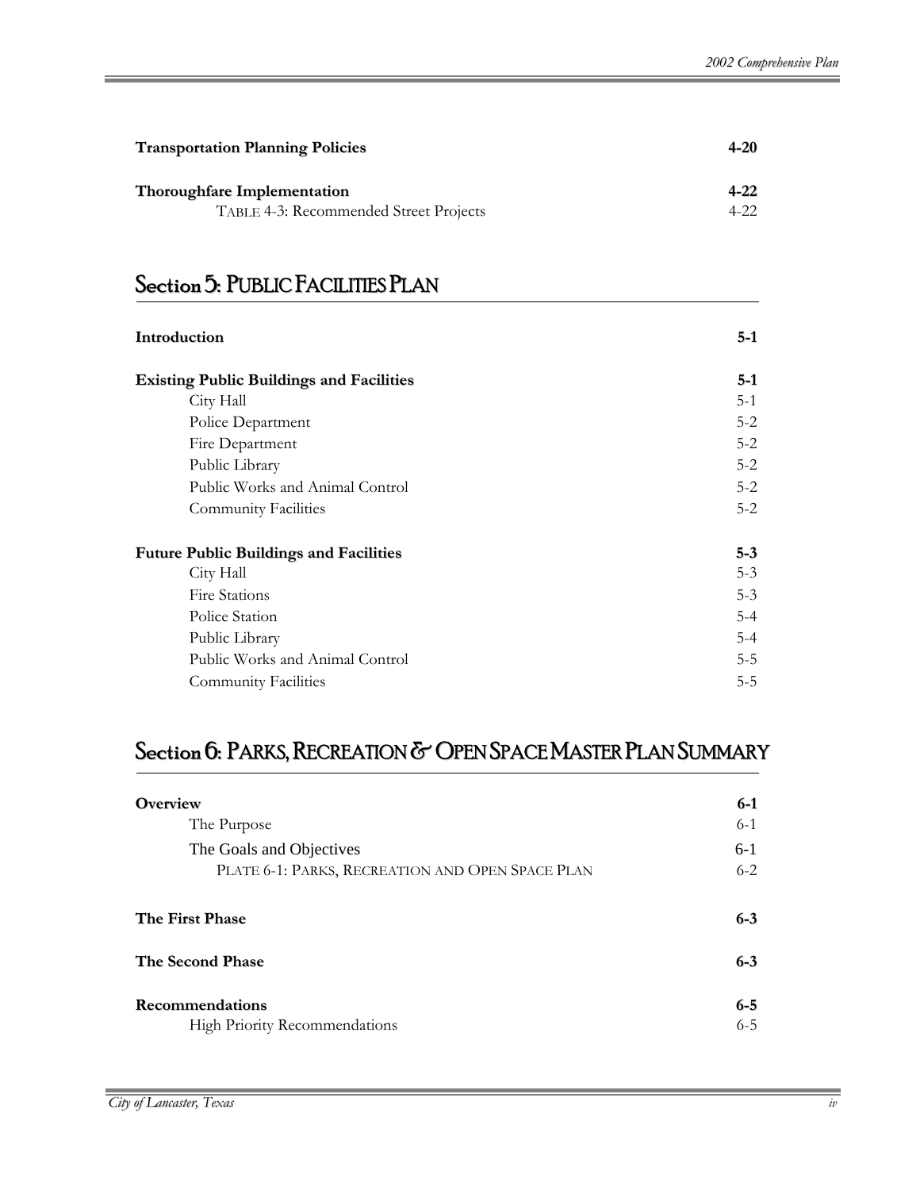| | |
|---|---|
| **Transportation Planning Policies** | **4-20** |
| **Thoroughfare Implementation** | **4-22** |
| TABLE 4-3: Recommended Street Projects | 4-22 |

## Section 5: PUBLIC FACILITIES PLAN

| | |
|---|---|
| **Introduction** | **5-1** |
| **Existing Public Buildings and Facilities** | **5-1** |
| City Hall | 5-1 |
| Police Department | 5-2 |
| Fire Department | 5-2 |
| Public Library | 5-2 |
| Public Works and Animal Control | 5-2 |
| Community Facilities | 5-2 |
| **Future Public Buildings and Facilities** | **5-3** |
| City Hall | 5-3 |
| Fire Stations | 5-3 |
| Police Station | 5-4 |
| Public Library | 5-4 |
| Public Works and Animal Control | 5-5 |
| Community Facilities | 5-5 |

## Section 6: PARKS, RECREATION & OPEN SPACE MASTER PLAN SUMMARY

| | |
|---|---|
| **Overview** | **6-1** |
| The Purpose | 6-1 |
| The Goals and Objectives | 6-1 |
| PLATE 6-1: PARKS, RECREATION AND OPEN SPACE PLAN | 6-2 |
| **The First Phase** | **6-3** |
| **The Second Phase** | **6-3** |
| **Recommendations** | **6-5** |
| High Priority Recommendations | 6-5 |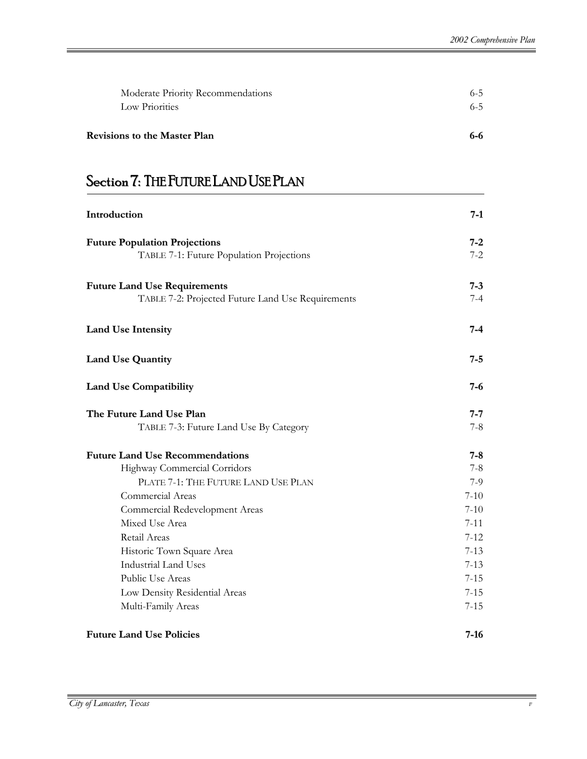| | |
|---|---|
| Moderate Priority Recommendations | 6-5 |
| Low Priorities | 6-5 |
| **Revisions to the Master Plan** | **6-6** |

## Section 7: The Future Land Use Plan

| | |
|---|---|
| **Introduction** | **7-1** |
| **Future Population Projections** | **7-2** |
| TABLE 7-1: Future Population Projections | 7-2 |
| **Future Land Use Requirements** | **7-3** |
| TABLE 7-2: Projected Future Land Use Requirements | 7-4 |
| **Land Use Intensity** | **7-4** |
| **Land Use Quantity** | **7-5** |
| **Land Use Compatibility** | **7-6** |
| **The Future Land Use Plan** | **7-7** |
| TABLE 7-3: Future Land Use By Category | 7-8 |
| **Future Land Use Recommendations** | **7-8** |
| Highway Commercial Corridors | 7-8 |
| PLATE 7-1: THE FUTURE LAND USE PLAN | 7-9 |
| Commercial Areas | 7-10 |
| Commercial Redevelopment Areas | 7-10 |
| Mixed Use Area | 7-11 |
| Retail Areas | 7-12 |
| Historic Town Square Area | 7-13 |
| Industrial Land Uses | 7-13 |
| Public Use Areas | 7-15 |
| Low Density Residential Areas | 7-15 |
| Multi-Family Areas | 7-15 |
| **Future Land Use Policies** | **7-16** |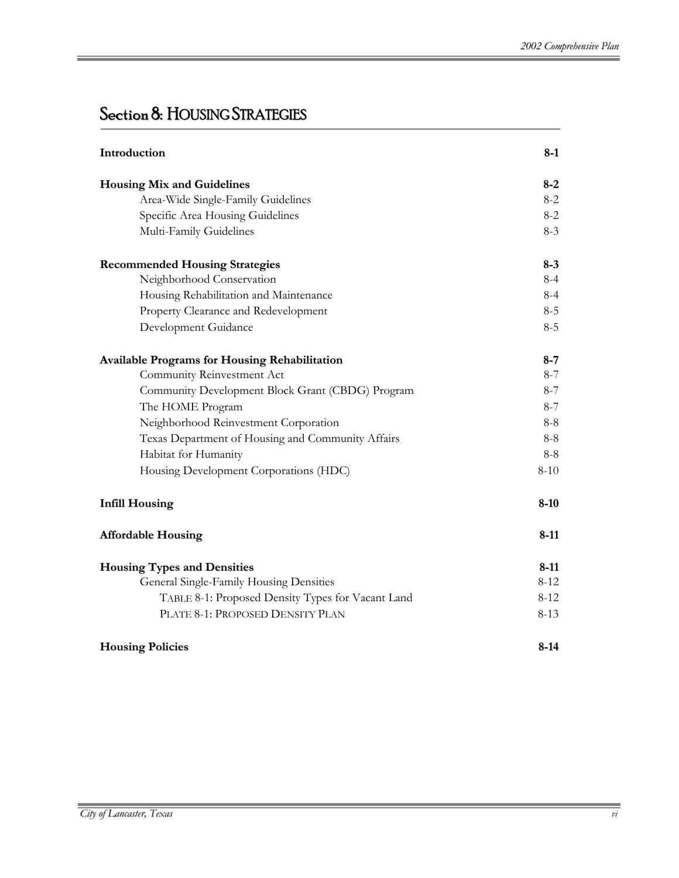# Section 8: HOUSING STRATEGIES

| | |
|---|---|
| **Introduction** | **8-1** |
| **Housing Mix and Guidelines** | **8-2** |
| Area-Wide Single-Family Guidelines | 8-2 |
| Specific Area Housing Guidelines | 8-2 |
| Multi-Family Guidelines | 8-3 |
| **Recommended Housing Strategies** | **8-3** |
| Neighborhood Conservation | 8-4 |
| Housing Rehabilitation and Maintenance | 8-4 |
| Property Clearance and Redevelopment | 8-5 |
| Development Guidance | 8-5 |
| **Available Programs for Housing Rehabilitation** | **8-7** |
| Community Reinvestment Act | 8-7 |
| Community Development Block Grant (CBDG) Program | 8-7 |
| The HOME Program | 8-7 |
| Neighborhood Reinvestment Corporation | 8-8 |
| Texas Department of Housing and Community Affairs | 8-8 |
| Habitat for Humanity | 8-8 |
| Housing Development Corporations (HDC) | 8-10 |
| **Infill Housing** | **8-10** |
| **Affordable Housing** | **8-11** |
| **Housing Types and Densities** | **8-11** |
| General Single-Family Housing Densities | 8-12 |
| TABLE 8-1: Proposed Density Types for Vacant Land | 8-12 |
| PLATE 8-1: PROPOSED DENSITY PLAN | 8-13 |
| **Housing Policies** | **8-14** |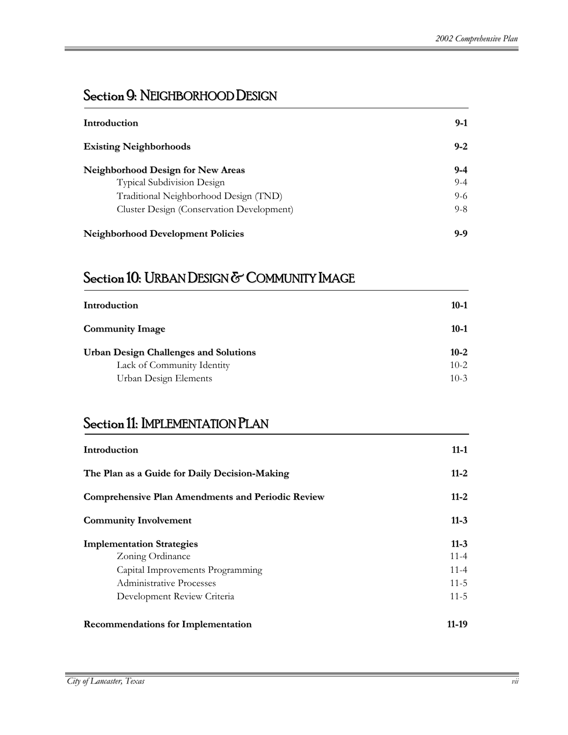## Section 9: Neighborhood Design

| | |
|---|---|
| **Introduction** | **9-1** |
| **Existing Neighborhoods** | **9-2** |
| **Neighborhood Design for New Areas** | **9-4** |
| Typical Subdivision Design | 9-4 |
| Traditional Neighborhood Design (TND) | 9-6 |
| Cluster Design (Conservation Development) | 9-8 |
| **Neighborhood Development Policies** | **9-9** |

## Section 10: Urban Design & Community Image

| | |
|---|---|
| **Introduction** | **10-1** |
| **Community Image** | **10-1** |
| **Urban Design Challenges and Solutions** | **10-2** |
| Lack of Community Identity | 10-2 |
| Urban Design Elements | 10-3 |

## Section 11: Implementation Plan

| | |
|---|---|
| **Introduction** | **11-1** |
| **The Plan as a Guide for Daily Decision-Making** | **11-2** |
| **Comprehensive Plan Amendments and Periodic Review** | **11-2** |
| **Community Involvement** | **11-3** |
| **Implementation Strategies** | **11-3** |
| Zoning Ordinance | 11-4 |
| Capital Improvements Programming | 11-4 |
| Administrative Processes | 11-5 |
| Development Review Criteria | 11-5 |
| **Recommendations for Implementation** | **11-19** |